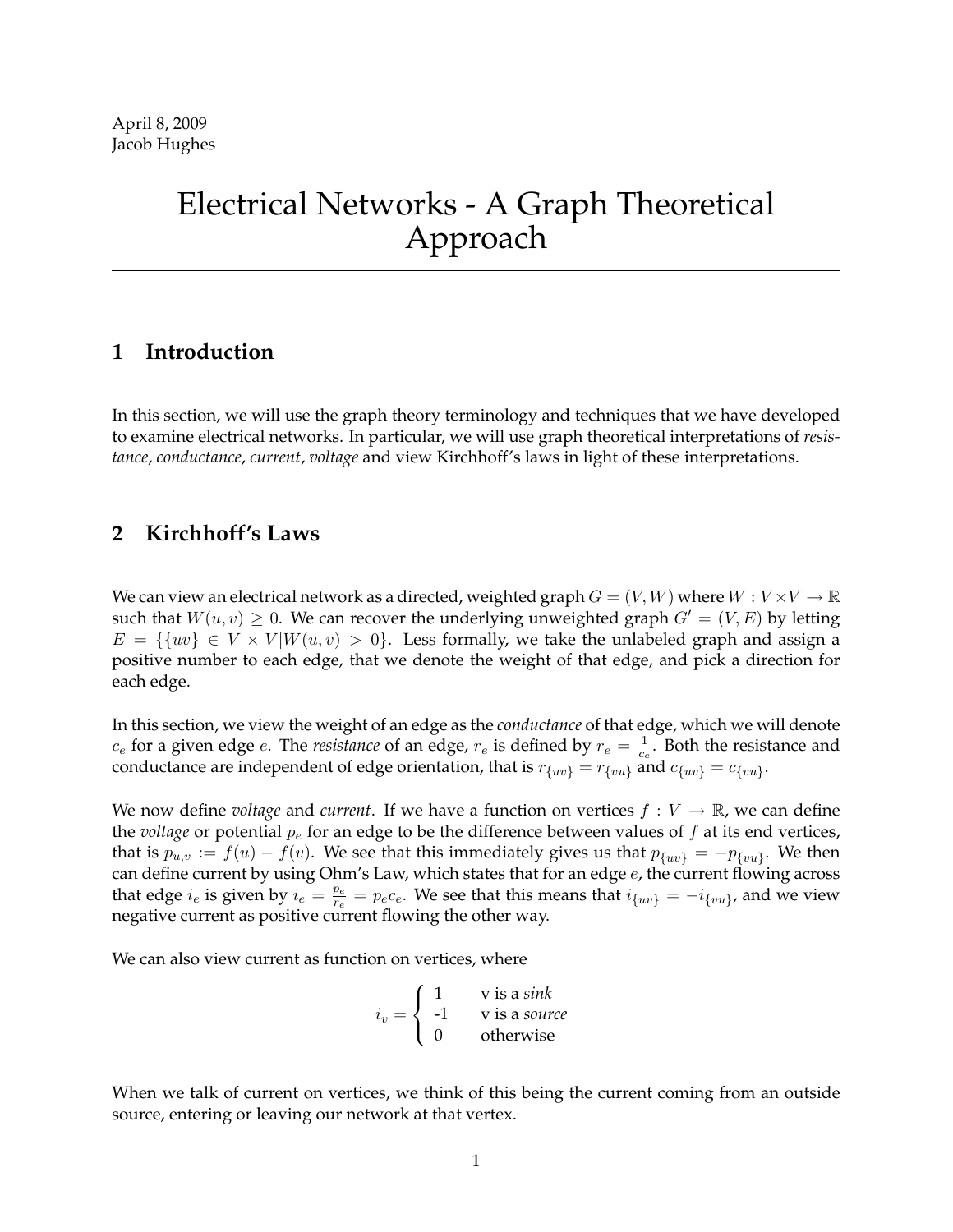April 8, 2009
Jacob Hughes

# Electrical Networks - A Graph Theoretical Approach

## 1 Introduction

In this section, we will use the graph theory terminology and techniques that we have developed to examine electrical networks. In particular, we will use graph theoretical interpretations of *resistance*, *conductance*, *current*, *voltage* and view Kirchhoff's laws in light of these interpretations.

## 2 Kirchhoff's Laws

We can view an electrical network as a directed, weighted graph $G = (V, W)$ where $W : V \times V \to \mathbb{R}$ such that $W(u, v) \geq 0$. We can recover the underlying unweighted graph $G' = (V, E)$ by letting $E = \{\{uv\} \in V \times V | W(u, v) > 0\}$. Less formally, we take the unlabeled graph and assign a positive number to each edge, that we denote the weight of that edge, and pick a direction for each edge.

In this section, we view the weight of an edge as the *conductance* of that edge, which we will denote $c_e$ for a given edge $e$. The *resistance* of an edge, $r_e$ is defined by $r_e = \frac{1}{c_e}$. Both the resistance and conductance are independent of edge orientation, that is $r_{\{uv\}} = r_{\{vu\}}$ and $c_{\{uv\}} = c_{\{vu\}}$.

We now define *voltage* and *current*. If we have a function on vertices $f : V \to \mathbb{R}$, we can define the *voltage* or potential $p_e$ for an edge to be the difference between values of $f$ at its end vertices, that is $p_{u,v} := f(u) - f(v)$. We see that this immediately gives us that $p_{\{uv\}} = -p_{\{vu\}}$. We then can define current by using Ohm's Law, which states that for an edge $e$, the current flowing across that edge $i_e$ is given by $i_e = \frac{p_e}{r_e} = p_e c_e$. We see that this means that $i_{\{uv\}} = -i_{\{vu\}}$, and we view negative current as positive current flowing the other way.

We can also view current as function on vertices, where

$$i_v = \begin{cases} 1 & \text{v is a } \textit{sink} \\ -1 & \text{v is a } \textit{source} \\ 0 & \text{otherwise} \end{cases}$$

When we talk of current on vertices, we think of this being the current coming from an outside source, entering or leaving our network at that vertex.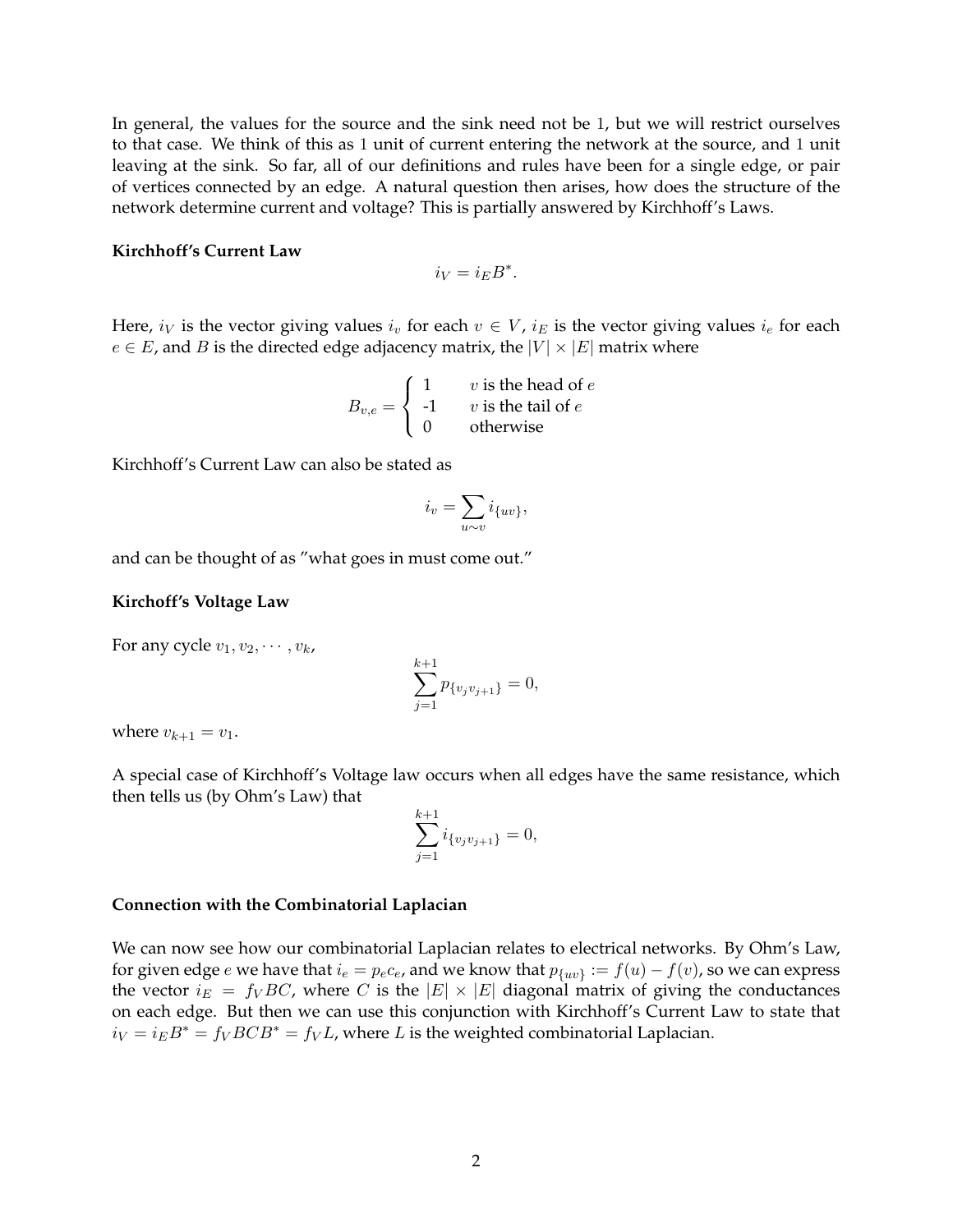In general, the values for the source and the sink need not be 1, but we will restrict ourselves to that case. We think of this as 1 unit of current entering the network at the source, and 1 unit leaving at the sink. So far, all of our definitions and rules have been for a single edge, or pair of vertices connected by an edge. A natural question then arises, how does the structure of the network determine current and voltage? This is partially answered by Kirchhoff's Laws.

**Kirchhoff's Current Law**

$$i_V = i_E B^*.$$

Here, $i_V$ is the vector giving values $i_v$ for each $v \in V$, $i_E$ is the vector giving values $i_e$ for each $e \in E$, and $B$ is the directed edge adjacency matrix, the $|V| \times |E|$ matrix where

$$B_{v,e} = \begin{cases} 1 & v \text{ is the head of } e \\ \text{-1} & v \text{ is the tail of } e \\ 0 & \text{otherwise} \end{cases}$$

Kirchhoff's Current Law can also be stated as

$$i_v = \sum_{u \sim v} i_{\{uv\}},$$

and can be thought of as "what goes in must come out."

**Kirchoff's Voltage Law**

For any cycle $v_1, v_2, \cdots, v_k$,

$$\sum_{j=1}^{k+1} p_{\{v_j v_{j+1}\}} = 0,$$

where $v_{k+1} = v_1$.

A special case of Kirchhoff's Voltage law occurs when all edges have the same resistance, which then tells us (by Ohm's Law) that

$$\sum_{j=1}^{k+1} i_{\{v_j v_{j+1}\}} = 0,$$

**Connection with the Combinatorial Laplacian**

We can now see how our combinatorial Laplacian relates to electrical networks. By Ohm's Law, for given edge $e$ we have that $i_e = p_e c_e$, and we know that $p_{\{uv\}} := f(u) - f(v)$, so we can express the vector $i_E = f_V BC$, where $C$ is the $|E| \times |E|$ diagonal matrix of giving the conductances on each edge. But then we can use this conjunction with Kirchhoff's Current Law to state that $i_V = i_E B^* = f_V BCB^* = f_V L$, where $L$ is the weighted combinatorial Laplacian.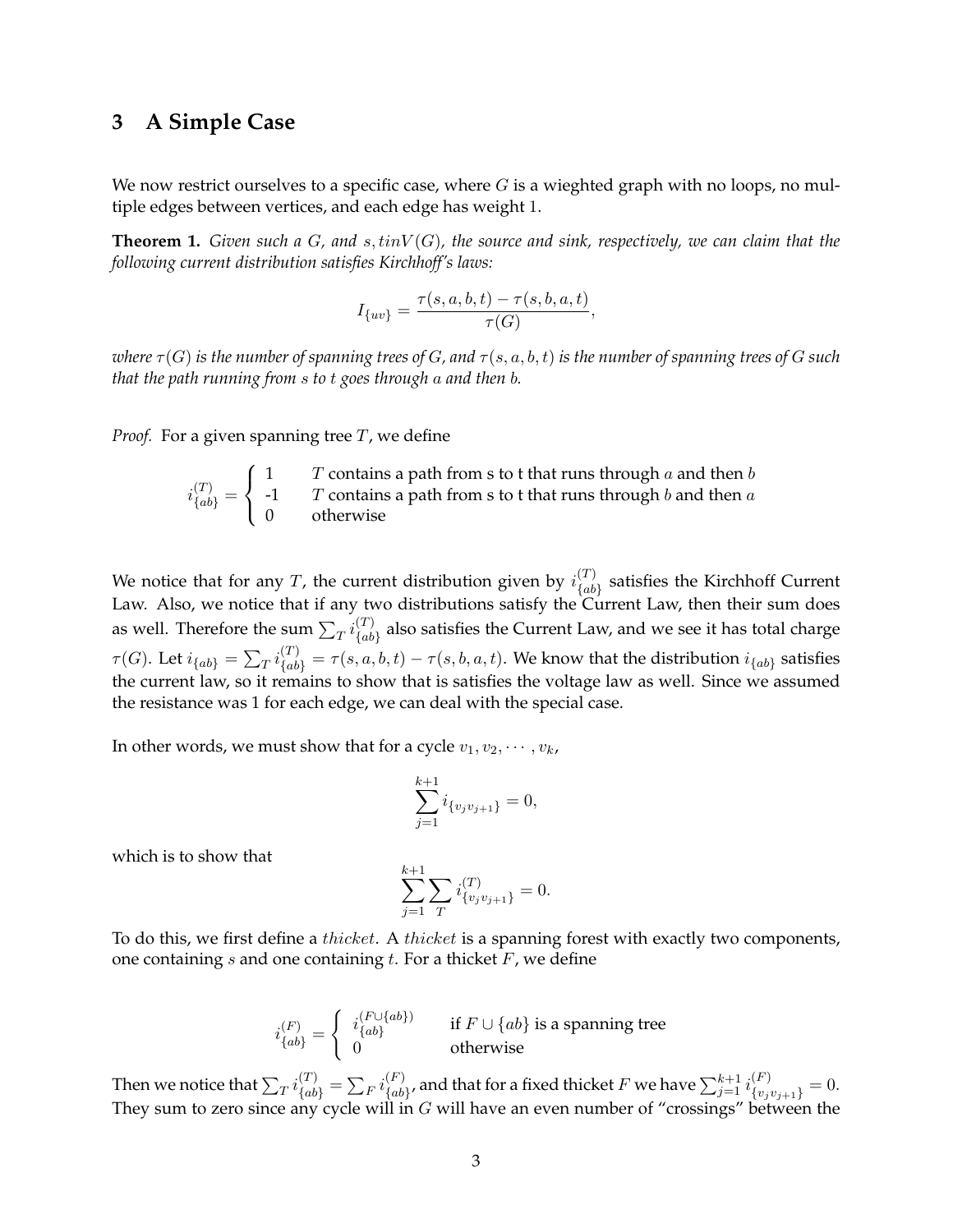## 3 A Simple Case

We now restrict ourselves to a specific case, where $G$ is a wieghted graph with no loops, no multiple edges between vertices, and each edge has weight 1.

**Theorem 1.** *Given such a $G$, and $s, tinV(G)$, the source and sink, respectively, we can claim that the following current distribution satisfies Kirchhoff's laws:*

$$I_{\{uv\}} = \frac{\tau(s,a,b,t) - \tau(s,b,a,t)}{\tau(G)},$$

*where $\tau(G)$ is the number of spanning trees of $G$, and $\tau(s,a,b,t)$ is the number of spanning trees of $G$ such that the path running from $s$ to $t$ goes through $a$ and then $b$.*

*Proof.* For a given spanning tree $T$, we define

$$i^{(T)}_{\{ab\}} = \begin{cases} 1 & T \text{ contains a path from s to t that runs through } a \text{ and then } b \\ \text{-1} & T \text{ contains a path from s to t that runs through } b \text{ and then } a \\ 0 & \text{otherwise} \end{cases}$$

We notice that for any $T$, the current distribution given by $i^{(T)}_{\{ab\}}$ satisfies the Kirchhoff Current Law. Also, we notice that if any two distributions satisfy the Current Law, then their sum does as well. Therefore the sum $\sum_T i^{(T)}_{\{ab\}}$ also satisfies the Current Law, and we see it has total charge $\tau(G)$. Let $i_{\{ab\}} = \sum_T i^{(T)}_{\{ab\}} = \tau(s,a,b,t) - \tau(s,b,a,t)$. We know that the distribution $i_{\{ab\}}$ satisfies the current law, so it remains to show that is satisfies the voltage law as well. Since we assumed the resistance was 1 for each edge, we can deal with the special case.

In other words, we must show that for a cycle $v_1, v_2, \cdots, v_k$,

$$\sum_{j=1}^{k+1} i_{\{v_j v_{j+1}\}} = 0,$$

which is to show that

$$\sum_{j=1}^{k+1} \sum_T i^{(T)}_{\{v_j v_{j+1}\}} = 0.$$

To do this, we first define a *thicket*. A *thicket* is a spanning forest with exactly two components, one containing $s$ and one containing $t$. For a thicket $F$, we define

$$i^{(F)}_{\{ab\}} = \begin{cases} i^{(F \cup \{ab\})}_{\{ab\}} & \text{if } F \cup \{ab\} \text{ is a spanning tree} \\ 0 & \text{otherwise} \end{cases}$$

Then we notice that $\sum_T i^{(T)}_{\{ab\}} = \sum_F i^{(F)}_{\{ab\}}$, and that for a fixed thicket $F$ we have $\sum_{j=1}^{k+1} i^{(F)}_{\{v_j v_{j+1}\}} = 0$. They sum to zero since any cycle will in $G$ will have an even number of "crossings" between the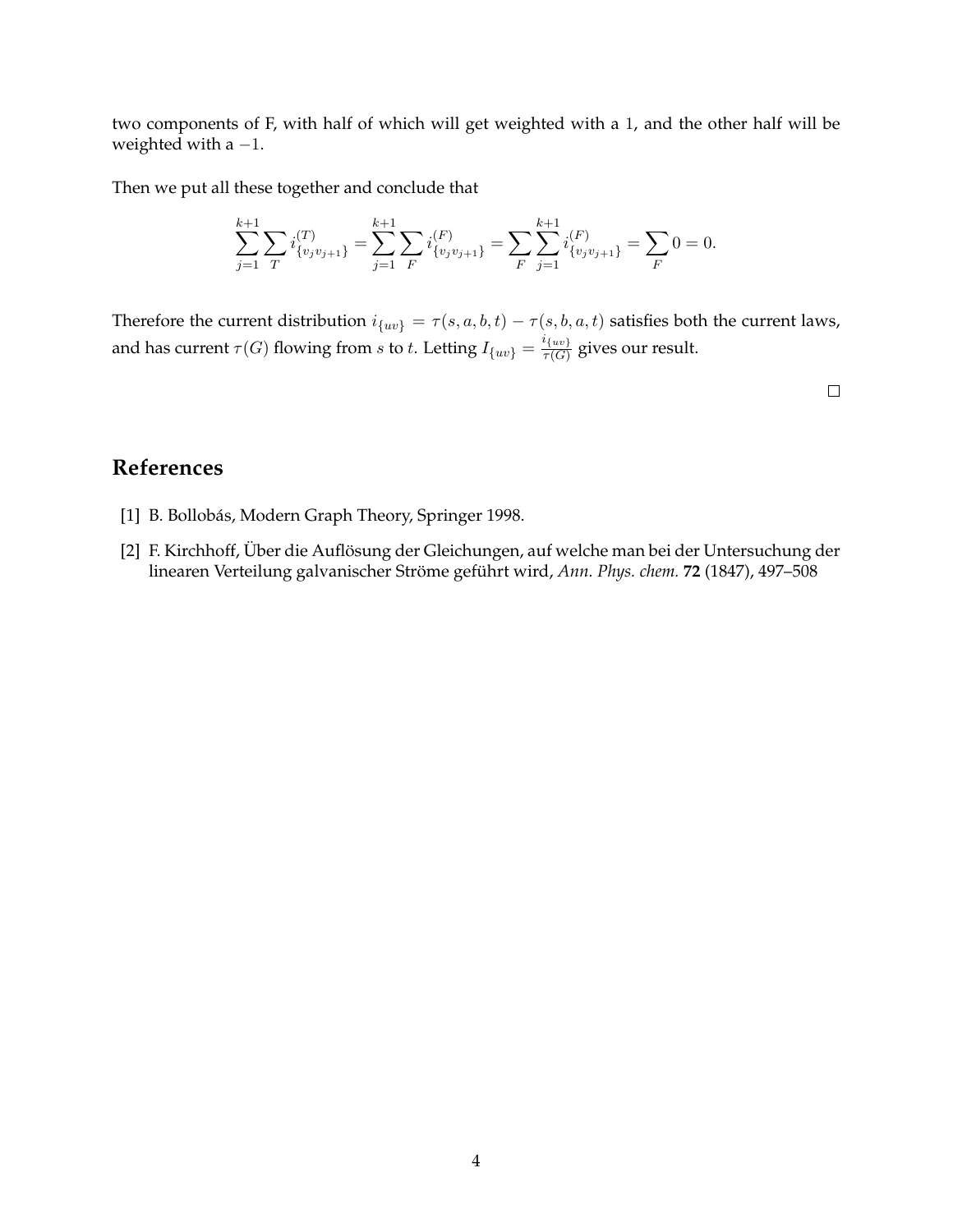two components of F, with half of which will get weighted with a $1$, and the other half will be weighted with a $-1$.

Then we put all these together and conclude that

$$\sum_{j=1}^{k+1}\sum_{T} i^{(T)}_{\{v_j v_{j+1}\}} = \sum_{j=1}^{k+1}\sum_{F} i^{(F)}_{\{v_j v_{j+1}\}} = \sum_{F}\sum_{j=1}^{k+1} i^{(F)}_{\{v_j v_{j+1}\}} = \sum_{F} 0 = 0.$$

Therefore the current distribution $i_{\{uv\}} = \tau(s,a,b,t) - \tau(s,b,a,t)$ satisfies both the current laws, and has current $\tau(G)$ flowing from $s$ to $t$. Letting $I_{\{uv\}} = \frac{i_{\{uv\}}}{\tau(G)}$ gives our result.

$\square$

## References

[1] B. Bollobás, Modern Graph Theory, Springer 1998.

[2] F. Kirchhoff, Über die Auflösung der Gleichungen, auf welche man bei der Untersuchung der linearen Verteilung galvanischer Ströme geführt wird, *Ann. Phys. chem.* **72** (1847), 497–508